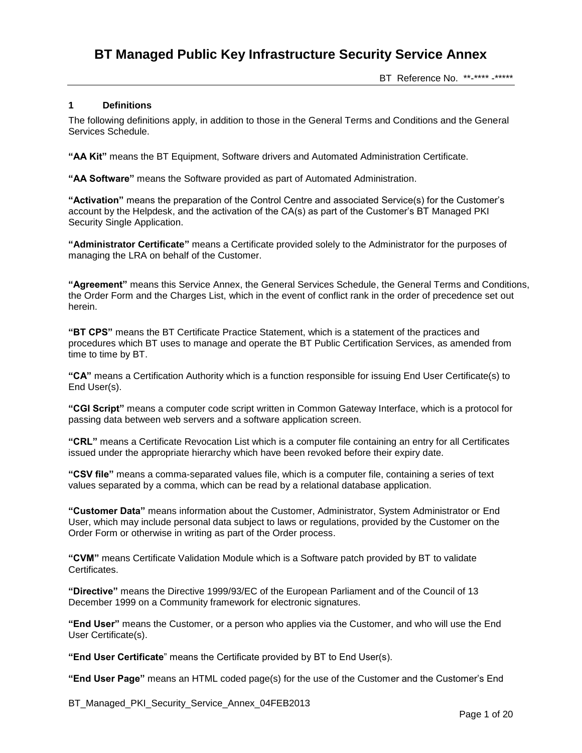# BT Managed Public Key Infrastructure Security Service Annex

BT Reference No. **-**** -*****

## 1 Definitions

The following definitions apply, in addition to those in the General Terms and Conditions and the General Services Schedule.

**"AA Kit"** means the BT Equipment, Software drivers and Automated Administration Certificate.

**"AA Software"** means the Software provided as part of Automated Administration.

**"Activation"** means the preparation of the Control Centre and associated Service(s) for the Customer's account by the Helpdesk, and the activation of the CA(s) as part of the Customer's BT Managed PKI Security Single Application.

**"Administrator Certificate"** means a Certificate provided solely to the Administrator for the purposes of managing the LRA on behalf of the Customer.

**"Agreement"** means this Service Annex, the General Services Schedule, the General Terms and Conditions, the Order Form and the Charges List, which in the event of conflict rank in the order of precedence set out herein.

**"BT CPS"** means the BT Certificate Practice Statement, which is a statement of the practices and procedures which BT uses to manage and operate the BT Public Certification Services, as amended from time to time by BT.

**"CA"** means a Certification Authority which is a function responsible for issuing End User Certificate(s) to End User(s).

**"CGI Script"** means a computer code script written in Common Gateway Interface, which is a protocol for passing data between web servers and a software application screen.

**"CRL"** means a Certificate Revocation List which is a computer file containing an entry for all Certificates issued under the appropriate hierarchy which have been revoked before their expiry date.

**"CSV file"** means a comma-separated values file, which is a computer file, containing a series of text values separated by a comma, which can be read by a relational database application.

**"Customer Data"** means information about the Customer, Administrator, System Administrator or End User, which may include personal data subject to laws or regulations, provided by the Customer on the Order Form or otherwise in writing as part of the Order process.

**"CVM"** means Certificate Validation Module which is a Software patch provided by BT to validate Certificates.

**"Directive"** means the Directive 1999/93/EC of the European Parliament and of the Council of 13 December 1999 on a Community framework for electronic signatures.

**"End User"** means the Customer, or a person who applies via the Customer, and who will use the End User Certificate(s).

**"End User Certificate"** means the Certificate provided by BT to End User(s).

**"End User Page"** means an HTML coded page(s) for the use of the Customer and the Customer's End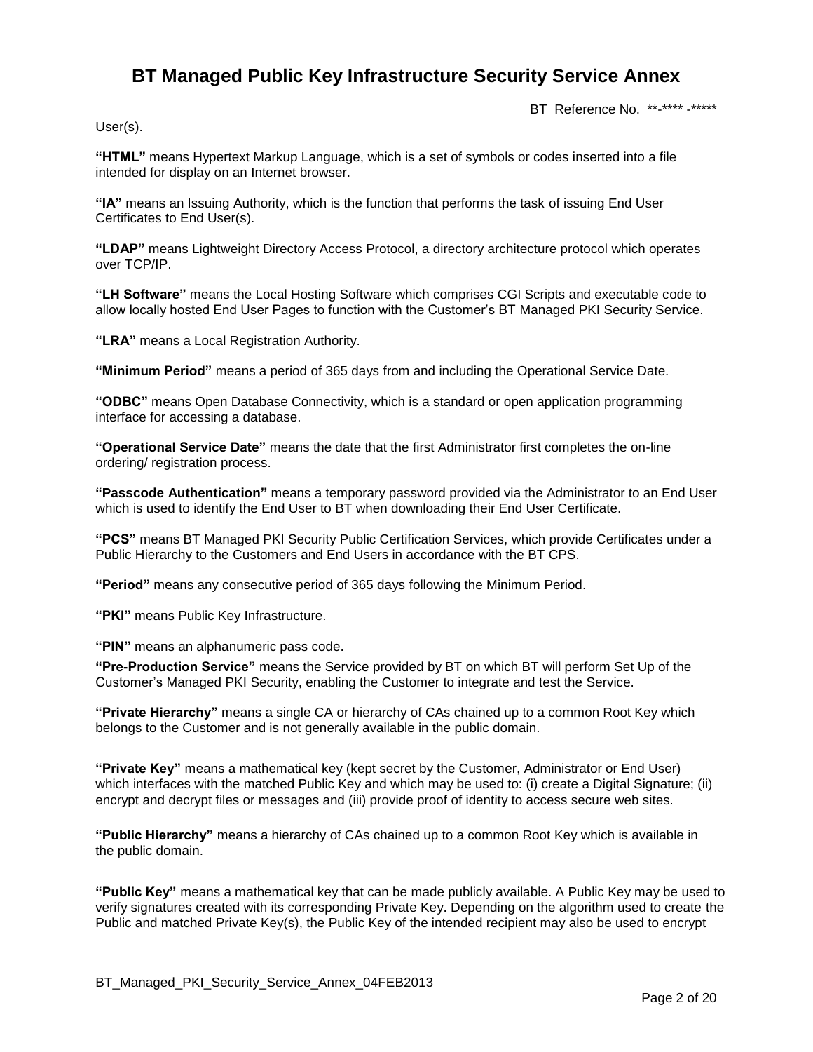User(s).

**"HTML"** means Hypertext Markup Language, which is a set of symbols or codes inserted into a file intended for display on an Internet browser.

**"IA"** means an Issuing Authority, which is the function that performs the task of issuing End User Certificates to End User(s).

**"LDAP"** means Lightweight Directory Access Protocol, a directory architecture protocol which operates over TCP/IP.

**"LH Software"** means the Local Hosting Software which comprises CGI Scripts and executable code to allow locally hosted End User Pages to function with the Customer's BT Managed PKI Security Service.

**"LRA"** means a Local Registration Authority.

**"Minimum Period"** means a period of 365 days from and including the Operational Service Date.

**"ODBC"** means Open Database Connectivity, which is a standard or open application programming interface for accessing a database.

**"Operational Service Date"** means the date that the first Administrator first completes the on-line ordering/ registration process.

**"Passcode Authentication"** means a temporary password provided via the Administrator to an End User which is used to identify the End User to BT when downloading their End User Certificate.

**"PCS"** means BT Managed PKI Security Public Certification Services, which provide Certificates under a Public Hierarchy to the Customers and End Users in accordance with the BT CPS.

**"Period"** means any consecutive period of 365 days following the Minimum Period.

**"PKI"** means Public Key Infrastructure.

**"PIN"** means an alphanumeric pass code.

**"Pre-Production Service"** means the Service provided by BT on which BT will perform Set Up of the Customer's Managed PKI Security, enabling the Customer to integrate and test the Service.

**"Private Hierarchy"** means a single CA or hierarchy of CAs chained up to a common Root Key which belongs to the Customer and is not generally available in the public domain.

**"Private Key"** means a mathematical key (kept secret by the Customer, Administrator or End User) which interfaces with the matched Public Key and which may be used to: (i) create a Digital Signature; (ii) encrypt and decrypt files or messages and (iii) provide proof of identity to access secure web sites.

**"Public Hierarchy"** means a hierarchy of CAs chained up to a common Root Key which is available in the public domain.

**"Public Key"** means a mathematical key that can be made publicly available. A Public Key may be used to verify signatures created with its corresponding Private Key. Depending on the algorithm used to create the Public and matched Private Key(s), the Public Key of the intended recipient may also be used to encrypt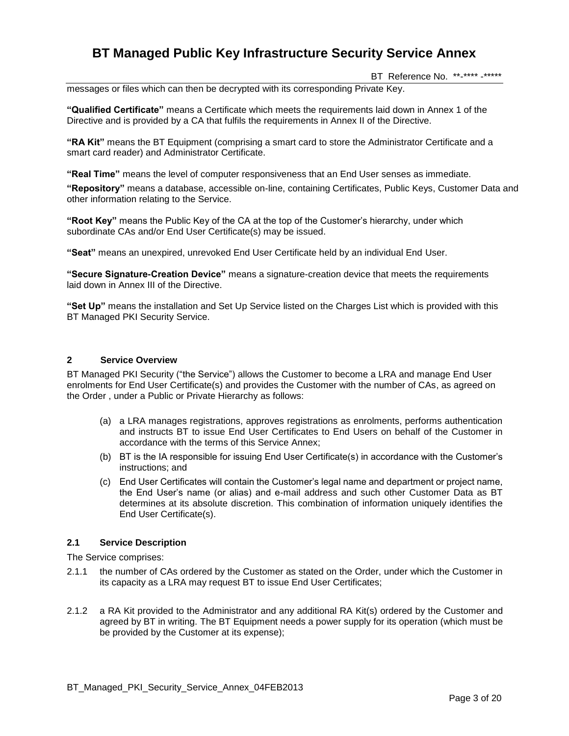messages or files which can then be decrypted with its corresponding Private Key.

**"Qualified Certificate"** means a Certificate which meets the requirements laid down in Annex 1 of the Directive and is provided by a CA that fulfils the requirements in Annex II of the Directive.

**"RA Kit"** means the BT Equipment (comprising a smart card to store the Administrator Certificate and a smart card reader) and Administrator Certificate.

**"Real Time"** means the level of computer responsiveness that an End User senses as immediate.

**"Repository"** means a database, accessible on-line, containing Certificates, Public Keys, Customer Data and other information relating to the Service.

**"Root Key"** means the Public Key of the CA at the top of the Customer's hierarchy, under which subordinate CAs and/or End User Certificate(s) may be issued.

**"Seat"** means an unexpired, unrevoked End User Certificate held by an individual End User.

**"Secure Signature-Creation Device"** means a signature-creation device that meets the requirements laid down in Annex III of the Directive.

**"Set Up"** means the installation and Set Up Service listed on the Charges List which is provided with this BT Managed PKI Security Service.

## 2 Service Overview

BT Managed PKI Security ("the Service") allows the Customer to become a LRA and manage End User enrolments for End User Certificate(s) and provides the Customer with the number of CAs, as agreed on the Order , under a Public or Private Hierarchy as follows:

(a) a LRA manages registrations, approves registrations as enrolments, performs authentication and instructs BT to issue End User Certificates to End Users on behalf of the Customer in accordance with the terms of this Service Annex;

(b) BT is the IA responsible for issuing End User Certificate(s) in accordance with the Customer's instructions; and

(c) End User Certificates will contain the Customer's legal name and department or project name, the End User's name (or alias) and e-mail address and such other Customer Data as BT determines at its absolute discretion. This combination of information uniquely identifies the End User Certificate(s).

### 2.1 Service Description

The Service comprises:

2.1.1 the number of CAs ordered by the Customer as stated on the Order, under which the Customer in its capacity as a LRA may request BT to issue End User Certificates;

2.1.2 a RA Kit provided to the Administrator and any additional RA Kit(s) ordered by the Customer and agreed by BT in writing. The BT Equipment needs a power supply for its operation (which must be be provided by the Customer at its expense);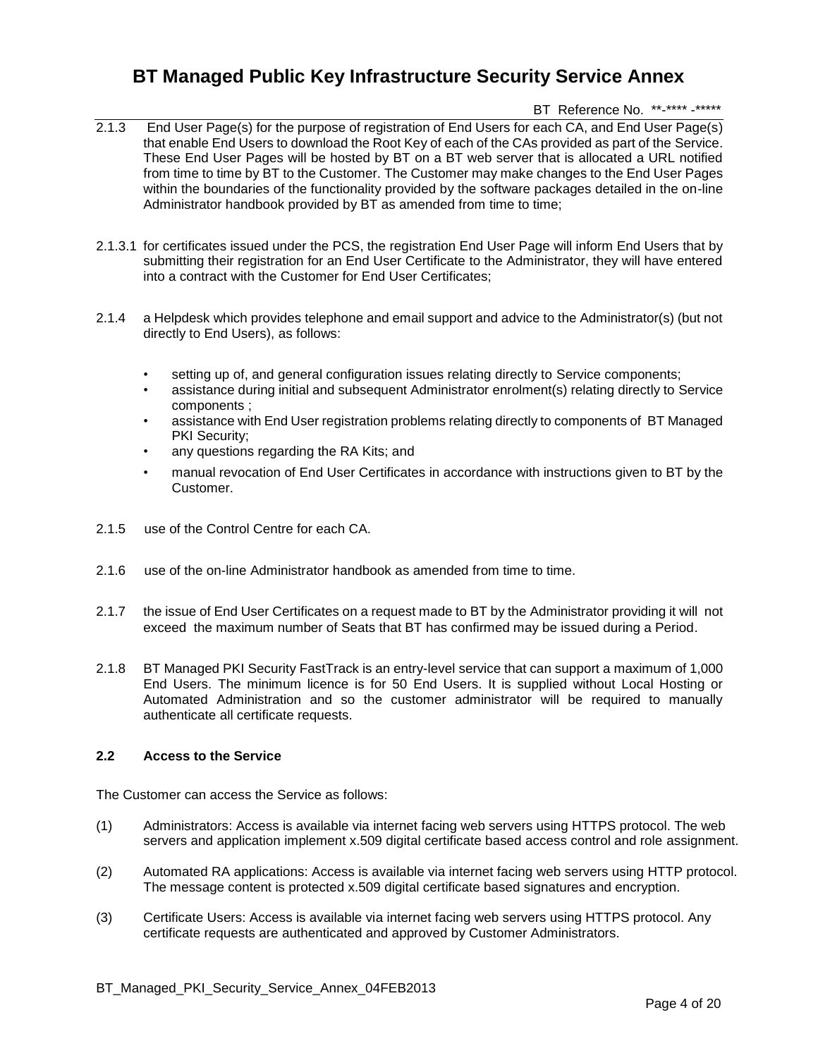2.1.3 End User Page(s) for the purpose of registration of End Users for each CA, and End User Page(s) that enable End Users to download the Root Key of each of the CAs provided as part of the Service. These End User Pages will be hosted by BT on a BT web server that is allocated a URL notified from time to time by BT to the Customer. The Customer may make changes to the End User Pages within the boundaries of the functionality provided by the software packages detailed in the on-line Administrator handbook provided by BT as amended from time to time;

2.1.3.1 for certificates issued under the PCS, the registration End User Page will inform End Users that by submitting their registration for an End User Certificate to the Administrator, they will have entered into a contract with the Customer for End User Certificates;

2.1.4 a Helpdesk which provides telephone and email support and advice to the Administrator(s) (but not directly to End Users), as follows:

- setting up of, and general configuration issues relating directly to Service components;
- assistance during initial and subsequent Administrator enrolment(s) relating directly to Service components ;
- assistance with End User registration problems relating directly to components of BT Managed PKI Security;
- any questions regarding the RA Kits; and
- manual revocation of End User Certificates in accordance with instructions given to BT by the Customer.

2.1.5 use of the Control Centre for each CA.

2.1.6 use of the on-line Administrator handbook as amended from time to time.

2.1.7 the issue of End User Certificates on a request made to BT by the Administrator providing it will not exceed the maximum number of Seats that BT has confirmed may be issued during a Period.

2.1.8 BT Managed PKI Security FastTrack is an entry-level service that can support a maximum of 1,000 End Users. The minimum licence is for 50 End Users. It is supplied without Local Hosting or Automated Administration and so the customer administrator will be required to manually authenticate all certificate requests.

### 2.2 Access to the Service

The Customer can access the Service as follows:

(1) Administrators: Access is available via internet facing web servers using HTTPS protocol. The web servers and application implement x.509 digital certificate based access control and role assignment.

(2) Automated RA applications: Access is available via internet facing web servers using HTTP protocol. The message content is protected x.509 digital certificate based signatures and encryption.

(3) Certificate Users: Access is available via internet facing web servers using HTTPS protocol. Any certificate requests are authenticated and approved by Customer Administrators.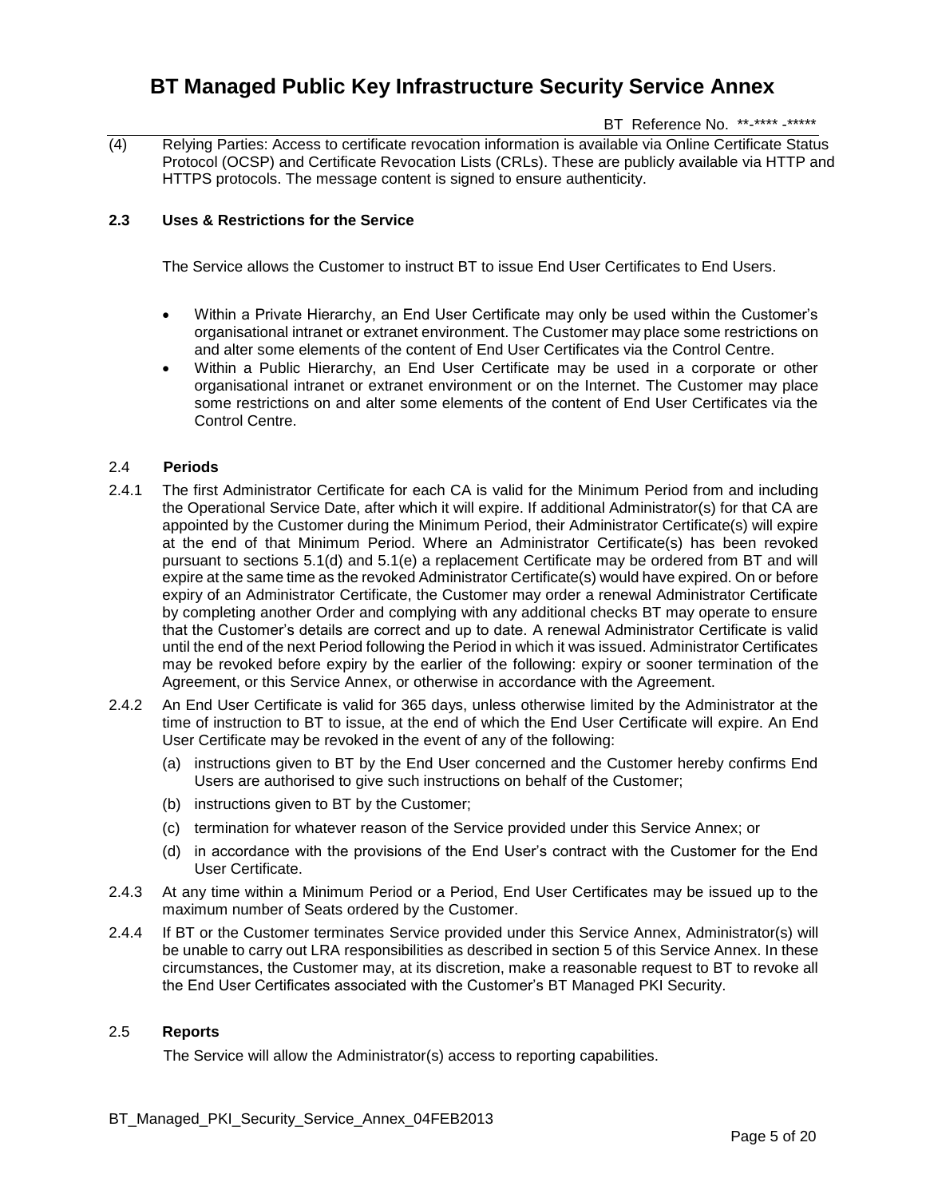(4) Relying Parties: Access to certificate revocation information is available via Online Certificate Status Protocol (OCSP) and Certificate Revocation Lists (CRLs). These are publicly available via HTTP and HTTPS protocols. The message content is signed to ensure authenticity.

### 2.3 Uses & Restrictions for the Service

The Service allows the Customer to instruct BT to issue End User Certificates to End Users.

- Within a Private Hierarchy, an End User Certificate may only be used within the Customer's organisational intranet or extranet environment. The Customer may place some restrictions on and alter some elements of the content of End User Certificates via the Control Centre.
- Within a Public Hierarchy, an End User Certificate may be used in a corporate or other organisational intranet or extranet environment or on the Internet. The Customer may place some restrictions on and alter some elements of the content of End User Certificates via the Control Centre.

### 2.4 Periods

2.4.1 The first Administrator Certificate for each CA is valid for the Minimum Period from and including the Operational Service Date, after which it will expire. If additional Administrator(s) for that CA are appointed by the Customer during the Minimum Period, their Administrator Certificate(s) will expire at the end of that Minimum Period. Where an Administrator Certificate(s) has been revoked pursuant to sections 5.1(d) and 5.1(e) a replacement Certificate may be ordered from BT and will expire at the same time as the revoked Administrator Certificate(s) would have expired. On or before expiry of an Administrator Certificate, the Customer may order a renewal Administrator Certificate by completing another Order and complying with any additional checks BT may operate to ensure that the Customer's details are correct and up to date. A renewal Administrator Certificate is valid until the end of the next Period following the Period in which it was issued. Administrator Certificates may be revoked before expiry by the earlier of the following: expiry or sooner termination of the Agreement, or this Service Annex, or otherwise in accordance with the Agreement.

2.4.2 An End User Certificate is valid for 365 days, unless otherwise limited by the Administrator at the time of instruction to BT to issue, at the end of which the End User Certificate will expire. An End User Certificate may be revoked in the event of any of the following:

(a) instructions given to BT by the End User concerned and the Customer hereby confirms End Users are authorised to give such instructions on behalf of the Customer;

(b) instructions given to BT by the Customer;

(c) termination for whatever reason of the Service provided under this Service Annex; or

(d) in accordance with the provisions of the End User's contract with the Customer for the End User Certificate.

2.4.3 At any time within a Minimum Period or a Period, End User Certificates may be issued up to the maximum number of Seats ordered by the Customer.

2.4.4 If BT or the Customer terminates Service provided under this Service Annex, Administrator(s) will be unable to carry out LRA responsibilities as described in section 5 of this Service Annex. In these circumstances, the Customer may, at its discretion, make a reasonable request to BT to revoke all the End User Certificates associated with the Customer's BT Managed PKI Security.

### 2.5 Reports

The Service will allow the Administrator(s) access to reporting capabilities.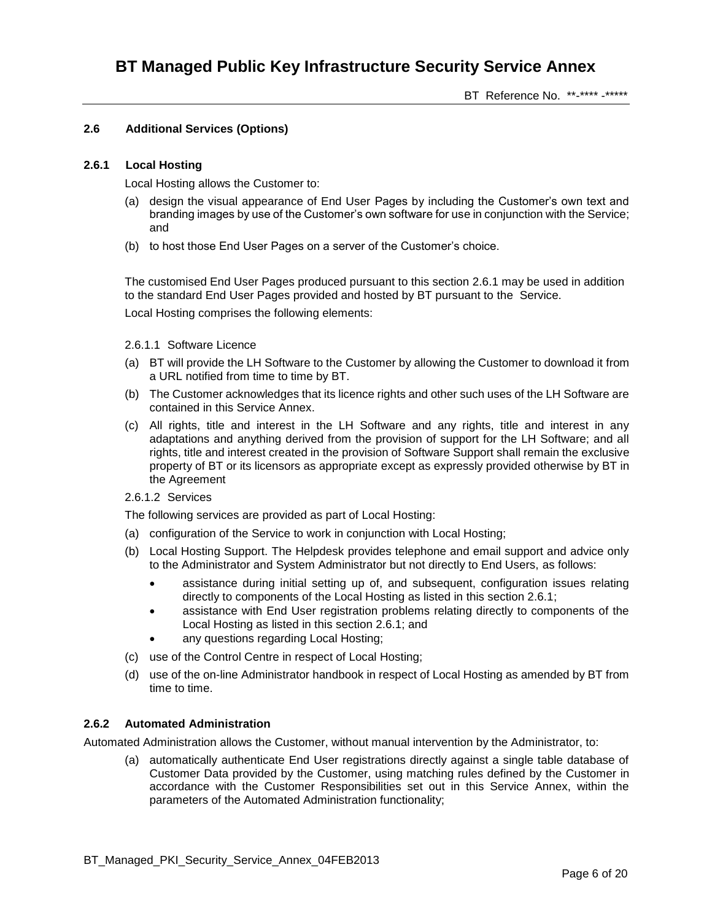### 2.6 Additional Services (Options)

#### 2.6.1 Local Hosting

Local Hosting allows the Customer to:

(a) design the visual appearance of End User Pages by including the Customer's own text and branding images by use of the Customer's own software for use in conjunction with the Service; and

(b) to host those End User Pages on a server of the Customer's choice.

The customised End User Pages produced pursuant to this section 2.6.1 may be used in addition to the standard End User Pages provided and hosted by BT pursuant to the Service.

Local Hosting comprises the following elements:

2.6.1.1 Software Licence

(a) BT will provide the LH Software to the Customer by allowing the Customer to download it from a URL notified from time to time by BT.

(b) The Customer acknowledges that its licence rights and other such uses of the LH Software are contained in this Service Annex.

(c) All rights, title and interest in the LH Software and any rights, title and interest in any adaptations and anything derived from the provision of support for the LH Software; and all rights, title and interest created in the provision of Software Support shall remain the exclusive property of BT or its licensors as appropriate except as expressly provided otherwise by BT in the Agreement

2.6.1.2 Services

The following services are provided as part of Local Hosting:

(a) configuration of the Service to work in conjunction with Local Hosting;

(b) Local Hosting Support. The Helpdesk provides telephone and email support and advice only to the Administrator and System Administrator but not directly to End Users, as follows:

- assistance during initial setting up of, and subsequent, configuration issues relating directly to components of the Local Hosting as listed in this section 2.6.1;
- assistance with End User registration problems relating directly to components of the Local Hosting as listed in this section 2.6.1; and
- any questions regarding Local Hosting;

(c) use of the Control Centre in respect of Local Hosting;

(d) use of the on-line Administrator handbook in respect of Local Hosting as amended by BT from time to time.

#### 2.6.2 Automated Administration

Automated Administration allows the Customer, without manual intervention by the Administrator, to:

(a) automatically authenticate End User registrations directly against a single table database of Customer Data provided by the Customer, using matching rules defined by the Customer in accordance with the Customer Responsibilities set out in this Service Annex, within the parameters of the Automated Administration functionality;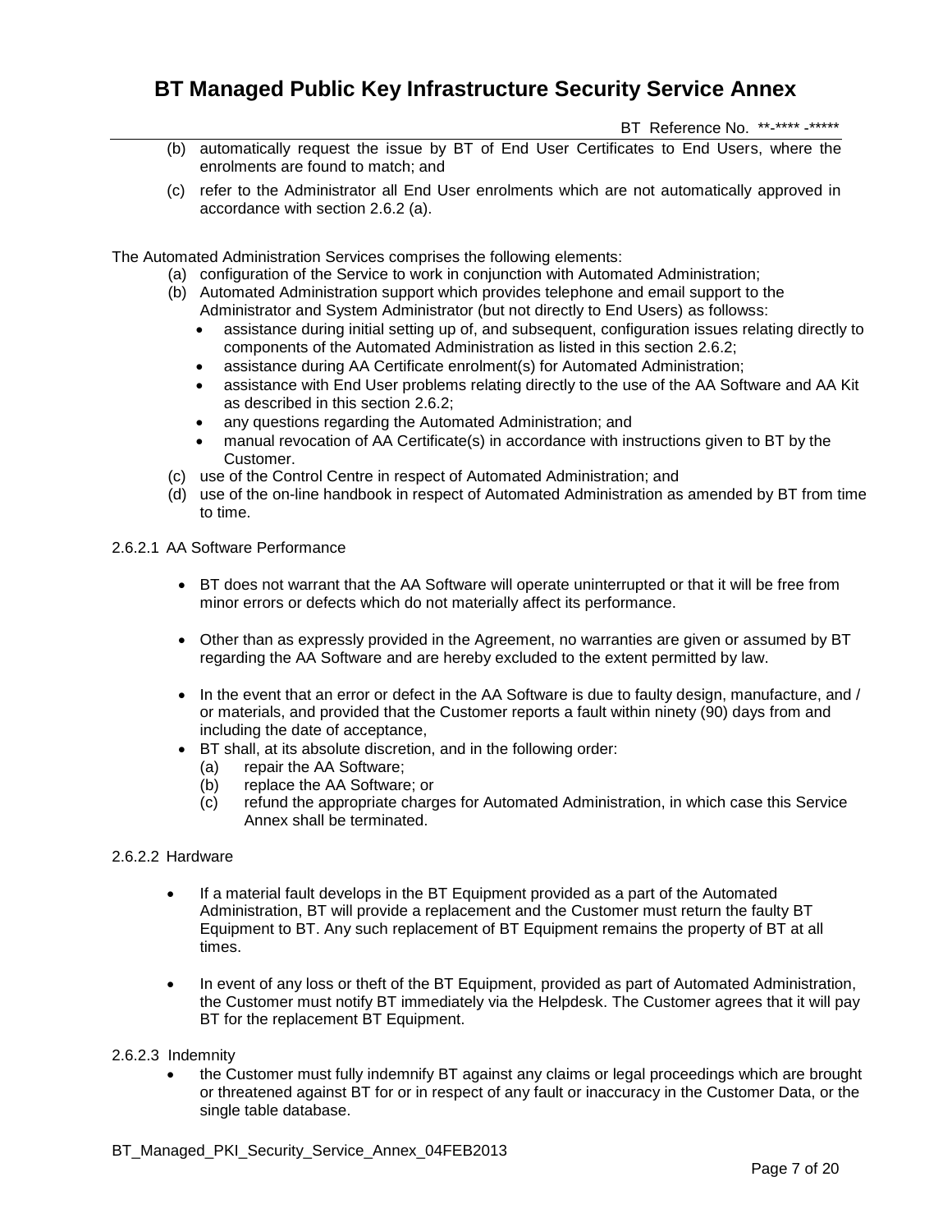(b) automatically request the issue by BT of End User Certificates to End Users, where the enrolments are found to match; and

(c) refer to the Administrator all End User enrolments which are not automatically approved in accordance with section 2.6.2 (a).

The Automated Administration Services comprises the following elements:

(a) configuration of the Service to work in conjunction with Automated Administration;
(b) Automated Administration support which provides telephone and email support to the Administrator and System Administrator (but not directly to End Users) as followss:
   - assistance during initial setting up of, and subsequent, configuration issues relating directly to components of the Automated Administration as listed in this section 2.6.2;
   - assistance during AA Certificate enrolment(s) for Automated Administration;
   - assistance with End User problems relating directly to the use of the AA Software and AA Kit as described in this section 2.6.2;
   - any questions regarding the Automated Administration; and
   - manual revocation of AA Certificate(s) in accordance with instructions given to BT by the Customer.
(c) use of the Control Centre in respect of Automated Administration; and
(d) use of the on-line handbook in respect of Automated Administration as amended by BT from time to time.

2.6.2.1 AA Software Performance

- BT does not warrant that the AA Software will operate uninterrupted or that it will be free from minor errors or defects which do not materially affect its performance.

- Other than as expressly provided in the Agreement, no warranties are given or assumed by BT regarding the AA Software and are hereby excluded to the extent permitted by law.

- In the event that an error or defect in the AA Software is due to faulty design, manufacture, and / or materials, and provided that the Customer reports a fault within ninety (90) days from and including the date of acceptance,
- BT shall, at its absolute discretion, and in the following order:
  (a) repair the AA Software;
  (b) replace the AA Software; or
  (c) refund the appropriate charges for Automated Administration, in which case this Service Annex shall be terminated.

2.6.2.2 Hardware

- If a material fault develops in the BT Equipment provided as a part of the Automated Administration, BT will provide a replacement and the Customer must return the faulty BT Equipment to BT. Any such replacement of BT Equipment remains the property of BT at all times.

- In event of any loss or theft of the BT Equipment, provided as part of Automated Administration, the Customer must notify BT immediately via the Helpdesk. The Customer agrees that it will pay BT for the replacement BT Equipment.

2.6.2.3 Indemnity

- the Customer must fully indemnify BT against any claims or legal proceedings which are brought or threatened against BT for or in respect of any fault or inaccuracy in the Customer Data, or the single table database.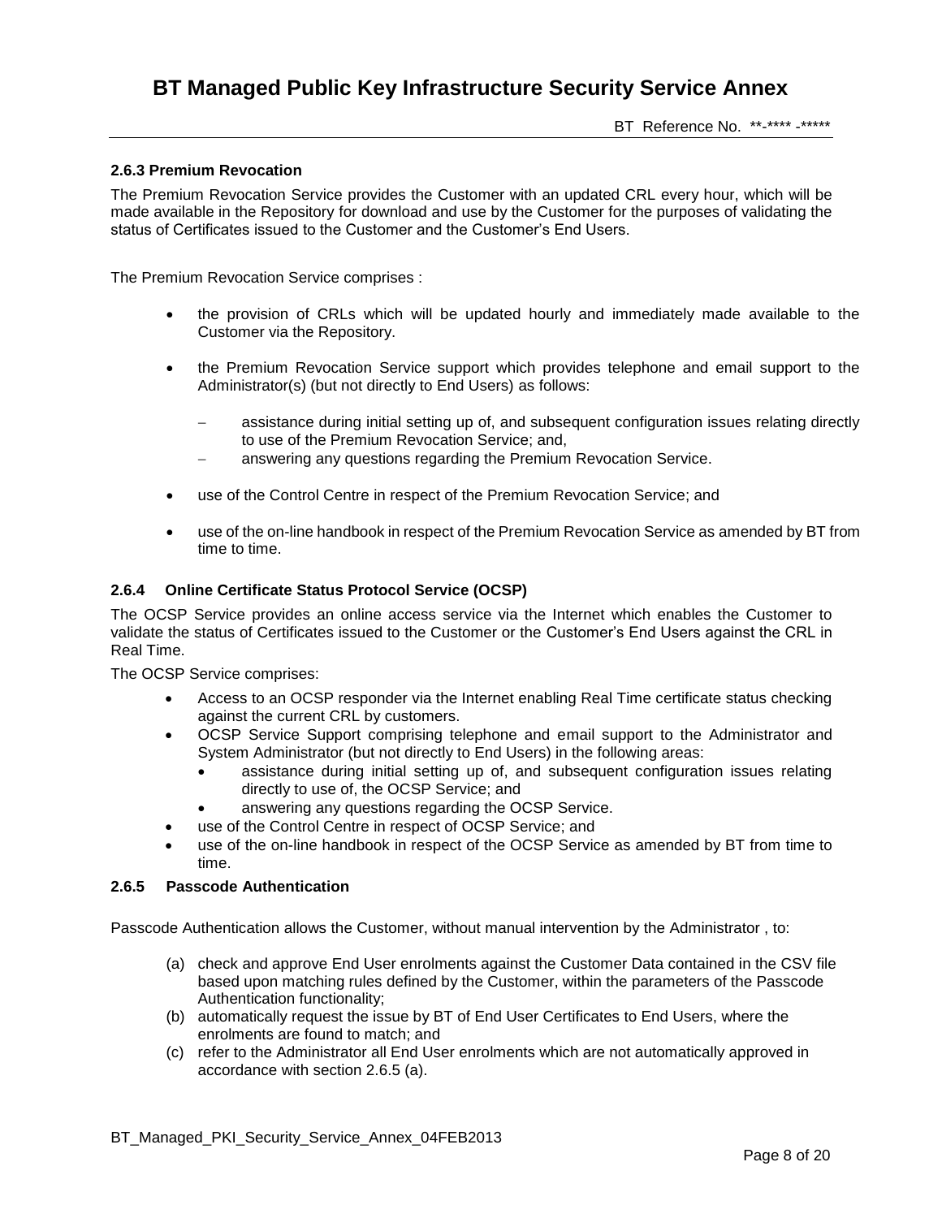### 2.6.3 Premium Revocation

The Premium Revocation Service provides the Customer with an updated CRL every hour, which will be made available in the Repository for download and use by the Customer for the purposes of validating the status of Certificates issued to the Customer and the Customer's End Users.

The Premium Revocation Service comprises :

- the provision of CRLs which will be updated hourly and immediately made available to the Customer via the Repository.
- the Premium Revocation Service support which provides telephone and email support to the Administrator(s) (but not directly to End Users) as follows:
  - assistance during initial setting up of, and subsequent configuration issues relating directly to use of the Premium Revocation Service; and,
  - answering any questions regarding the Premium Revocation Service.
- use of the Control Centre in respect of the Premium Revocation Service; and
- use of the on-line handbook in respect of the Premium Revocation Service as amended by BT from time to time.

### 2.6.4 Online Certificate Status Protocol Service (OCSP)

The OCSP Service provides an online access service via the Internet which enables the Customer to validate the status of Certificates issued to the Customer or the Customer's End Users against the CRL in Real Time.

The OCSP Service comprises:

- Access to an OCSP responder via the Internet enabling Real Time certificate status checking against the current CRL by customers.
- OCSP Service Support comprising telephone and email support to the Administrator and System Administrator (but not directly to End Users) in the following areas:
  - assistance during initial setting up of, and subsequent configuration issues relating directly to use of, the OCSP Service; and
  - answering any questions regarding the OCSP Service.
- use of the Control Centre in respect of OCSP Service; and
- use of the on-line handbook in respect of the OCSP Service as amended by BT from time to time.

### 2.6.5 Passcode Authentication

Passcode Authentication allows the Customer, without manual intervention by the Administrator , to:

(a) check and approve End User enrolments against the Customer Data contained in the CSV file based upon matching rules defined by the Customer, within the parameters of the Passcode Authentication functionality;

(b) automatically request the issue by BT of End User Certificates to End Users, where the enrolments are found to match; and

(c) refer to the Administrator all End User enrolments which are not automatically approved in accordance with section 2.6.5 (a).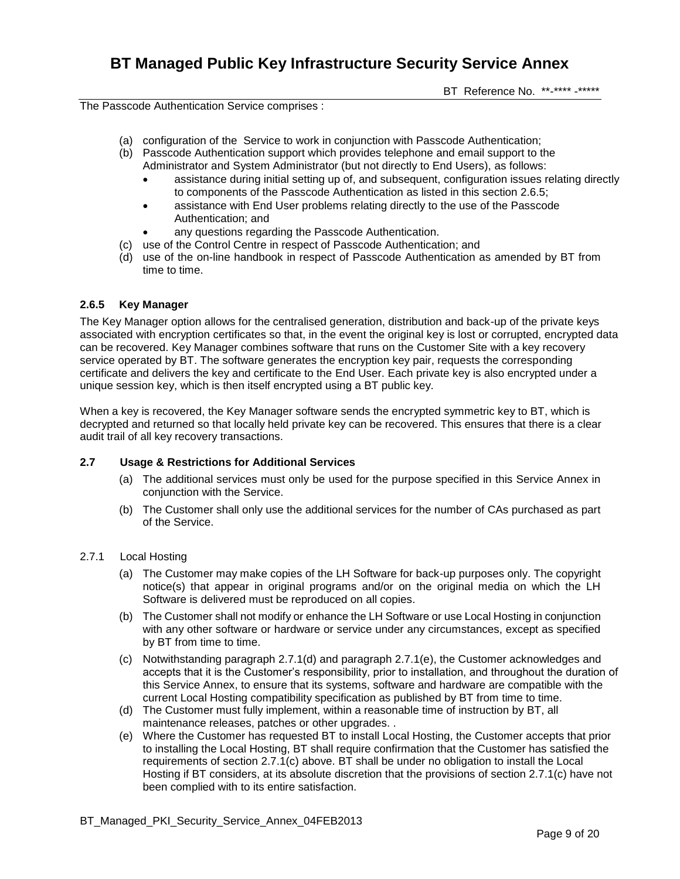The Passcode Authentication Service comprises :

- (a) configuration of the Service to work in conjunction with Passcode Authentication;
- (b) Passcode Authentication support which provides telephone and email support to the Administrator and System Administrator (but not directly to End Users), as follows:
  - assistance during initial setting up of, and subsequent, configuration issues relating directly to components of the Passcode Authentication as listed in this section 2.6.5;
  - assistance with End User problems relating directly to the use of the Passcode Authentication; and
  - any questions regarding the Passcode Authentication.
- (c) use of the Control Centre in respect of Passcode Authentication; and
- (d) use of the on-line handbook in respect of Passcode Authentication as amended by BT from time to time.

#### 2.6.5 Key Manager

The Key Manager option allows for the centralised generation, distribution and back-up of the private keys associated with encryption certificates so that, in the event the original key is lost or corrupted, encrypted data can be recovered. Key Manager combines software that runs on the Customer Site with a key recovery service operated by BT. The software generates the encryption key pair, requests the corresponding certificate and delivers the key and certificate to the End User. Each private key is also encrypted under a unique session key, which is then itself encrypted using a BT public key.

When a key is recovered, the Key Manager software sends the encrypted symmetric key to BT, which is decrypted and returned so that locally held private key can be recovered. This ensures that there is a clear audit trail of all key recovery transactions.

### 2.7 Usage & Restrictions for Additional Services

- (a) The additional services must only be used for the purpose specified in this Service Annex in conjunction with the Service.
- (b) The Customer shall only use the additional services for the number of CAs purchased as part of the Service.

2.7.1 Local Hosting

- (a) The Customer may make copies of the LH Software for back-up purposes only. The copyright notice(s) that appear in original programs and/or on the original media on which the LH Software is delivered must be reproduced on all copies.
- (b) The Customer shall not modify or enhance the LH Software or use Local Hosting in conjunction with any other software or hardware or service under any circumstances, except as specified by BT from time to time.
- (c) Notwithstanding paragraph 2.7.1(d) and paragraph 2.7.1(e), the Customer acknowledges and accepts that it is the Customer's responsibility, prior to installation, and throughout the duration of this Service Annex, to ensure that its systems, software and hardware are compatible with the current Local Hosting compatibility specification as published by BT from time to time.
- (d) The Customer must fully implement, within a reasonable time of instruction by BT, all maintenance releases, patches or other upgrades. .
- (e) Where the Customer has requested BT to install Local Hosting, the Customer accepts that prior to installing the Local Hosting, BT shall require confirmation that the Customer has satisfied the requirements of section 2.7.1(c) above. BT shall be under no obligation to install the Local Hosting if BT considers, at its absolute discretion that the provisions of section 2.7.1(c) have not been complied with to its entire satisfaction.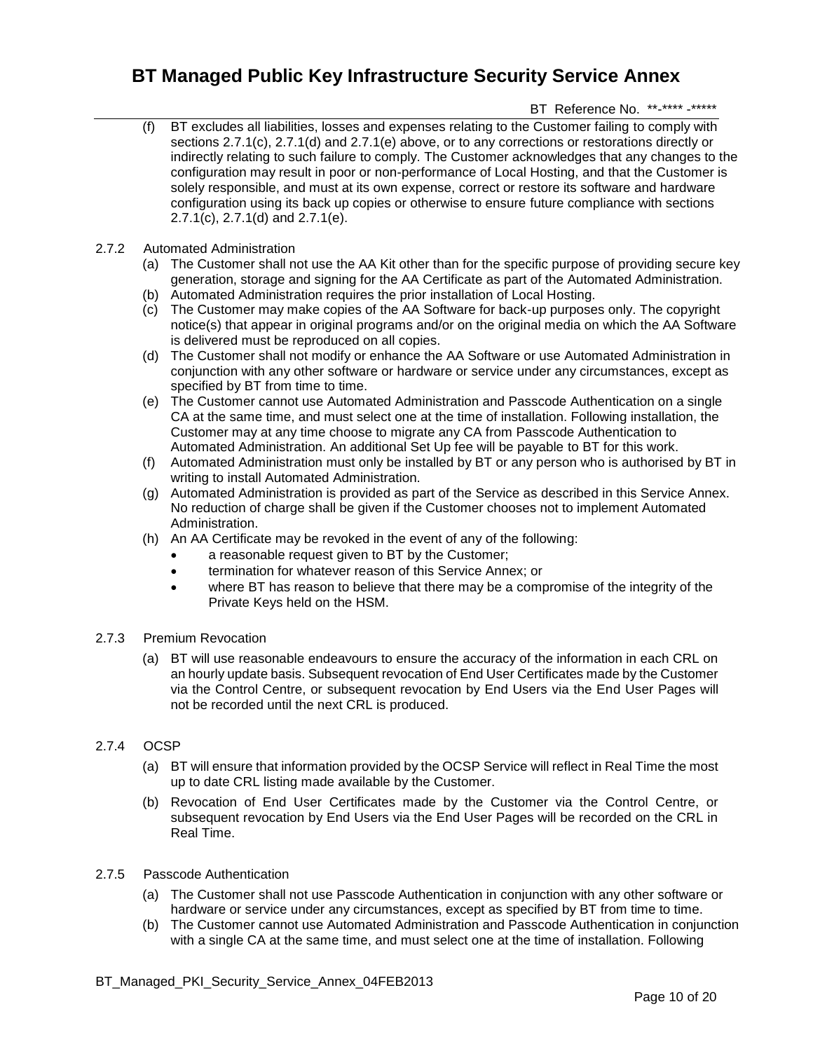(f) BT excludes all liabilities, losses and expenses relating to the Customer failing to comply with sections 2.7.1(c), 2.7.1(d) and 2.7.1(e) above, or to any corrections or restorations directly or indirectly relating to such failure to comply. The Customer acknowledges that any changes to the configuration may result in poor or non-performance of Local Hosting, and that the Customer is solely responsible, and must at its own expense, correct or restore its software and hardware configuration using its back up copies or otherwise to ensure future compliance with sections 2.7.1(c), 2.7.1(d) and 2.7.1(e).

2.7.2 Automated Administration

(a) The Customer shall not use the AA Kit other than for the specific purpose of providing secure key generation, storage and signing for the AA Certificate as part of the Automated Administration.
(b) Automated Administration requires the prior installation of Local Hosting.
(c) The Customer may make copies of the AA Software for back-up purposes only. The copyright notice(s) that appear in original programs and/or on the original media on which the AA Software is delivered must be reproduced on all copies.
(d) The Customer shall not modify or enhance the AA Software or use Automated Administration in conjunction with any other software or hardware or service under any circumstances, except as specified by BT from time to time.
(e) The Customer cannot use Automated Administration and Passcode Authentication on a single CA at the same time, and must select one at the time of installation. Following installation, the Customer may at any time choose to migrate any CA from Passcode Authentication to Automated Administration. An additional Set Up fee will be payable to BT for this work.
(f) Automated Administration must only be installed by BT or any person who is authorised by BT in writing to install Automated Administration.
(g) Automated Administration is provided as part of the Service as described in this Service Annex. No reduction of charge shall be given if the Customer chooses not to implement Automated Administration.
(h) An AA Certificate may be revoked in the event of any of the following:
   - a reasonable request given to BT by the Customer;
   - termination for whatever reason of this Service Annex; or
   - where BT has reason to believe that there may be a compromise of the integrity of the Private Keys held on the HSM.

2.7.3 Premium Revocation

(a) BT will use reasonable endeavours to ensure the accuracy of the information in each CRL on an hourly update basis. Subsequent revocation of End User Certificates made by the Customer via the Control Centre, or subsequent revocation by End Users via the End User Pages will not be recorded until the next CRL is produced.

2.7.4 OCSP

(a) BT will ensure that information provided by the OCSP Service will reflect in Real Time the most up to date CRL listing made available by the Customer.

(b) Revocation of End User Certificates made by the Customer via the Control Centre, or subsequent revocation by End Users via the End User Pages will be recorded on the CRL in Real Time.

2.7.5 Passcode Authentication

(a) The Customer shall not use Passcode Authentication in conjunction with any other software or hardware or service under any circumstances, except as specified by BT from time to time.
(b) The Customer cannot use Automated Administration and Passcode Authentication in conjunction with a single CA at the same time, and must select one at the time of installation. Following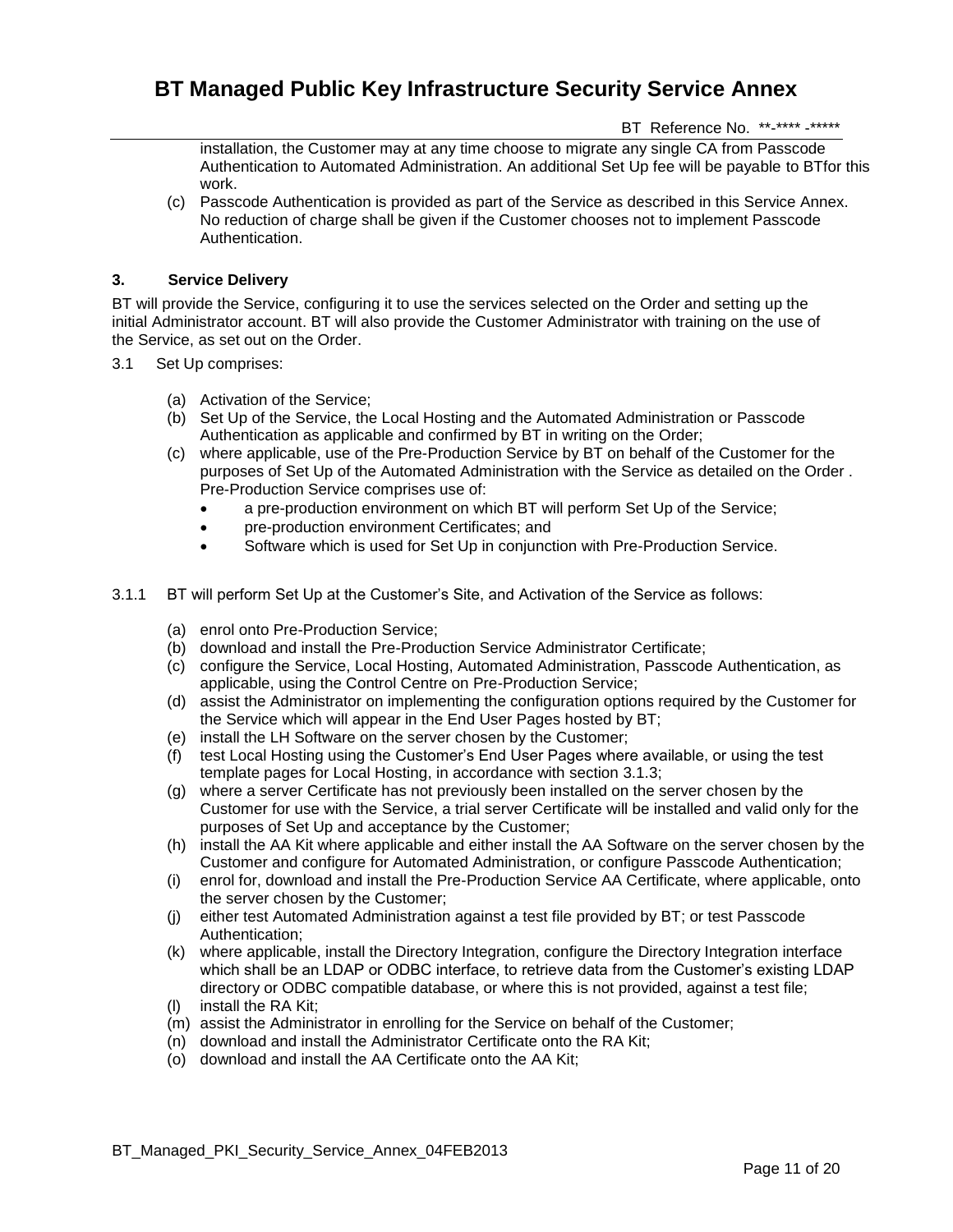installation, the Customer may at any time choose to migrate any single CA from Passcode Authentication to Automated Administration. An additional Set Up fee will be payable to BTfor this work.

(c) Passcode Authentication is provided as part of the Service as described in this Service Annex. No reduction of charge shall be given if the Customer chooses not to implement Passcode Authentication.

## 3. Service Delivery

BT will provide the Service, configuring it to use the services selected on the Order and setting up the initial Administrator account. BT will also provide the Customer Administrator with training on the use of the Service, as set out on the Order.

3.1 Set Up comprises:

(a) Activation of the Service;

(b) Set Up of the Service, the Local Hosting and the Automated Administration or Passcode Authentication as applicable and confirmed by BT in writing on the Order;

(c) where applicable, use of the Pre-Production Service by BT on behalf of the Customer for the purposes of Set Up of the Automated Administration with the Service as detailed on the Order . Pre-Production Service comprises use of:

- a pre-production environment on which BT will perform Set Up of the Service;
- pre-production environment Certificates; and
- Software which is used for Set Up in conjunction with Pre-Production Service.

3.1.1 BT will perform Set Up at the Customer's Site, and Activation of the Service as follows:

(a) enrol onto Pre-Production Service;

(b) download and install the Pre-Production Service Administrator Certificate;

(c) configure the Service, Local Hosting, Automated Administration, Passcode Authentication, as applicable, using the Control Centre on Pre-Production Service;

(d) assist the Administrator on implementing the configuration options required by the Customer for the Service which will appear in the End User Pages hosted by BT;

(e) install the LH Software on the server chosen by the Customer;

(f) test Local Hosting using the Customer's End User Pages where available, or using the test template pages for Local Hosting, in accordance with section 3.1.3;

(g) where a server Certificate has not previously been installed on the server chosen by the Customer for use with the Service, a trial server Certificate will be installed and valid only for the purposes of Set Up and acceptance by the Customer;

(h) install the AA Kit where applicable and either install the AA Software on the server chosen by the Customer and configure for Automated Administration, or configure Passcode Authentication;

(i) enrol for, download and install the Pre-Production Service AA Certificate, where applicable, onto the server chosen by the Customer;

(j) either test Automated Administration against a test file provided by BT; or test Passcode Authentication;

(k) where applicable, install the Directory Integration, configure the Directory Integration interface which shall be an LDAP or ODBC interface, to retrieve data from the Customer's existing LDAP directory or ODBC compatible database, or where this is not provided, against a test file;

(l) install the RA Kit;

(m) assist the Administrator in enrolling for the Service on behalf of the Customer;

(n) download and install the Administrator Certificate onto the RA Kit;

(o) download and install the AA Certificate onto the AA Kit;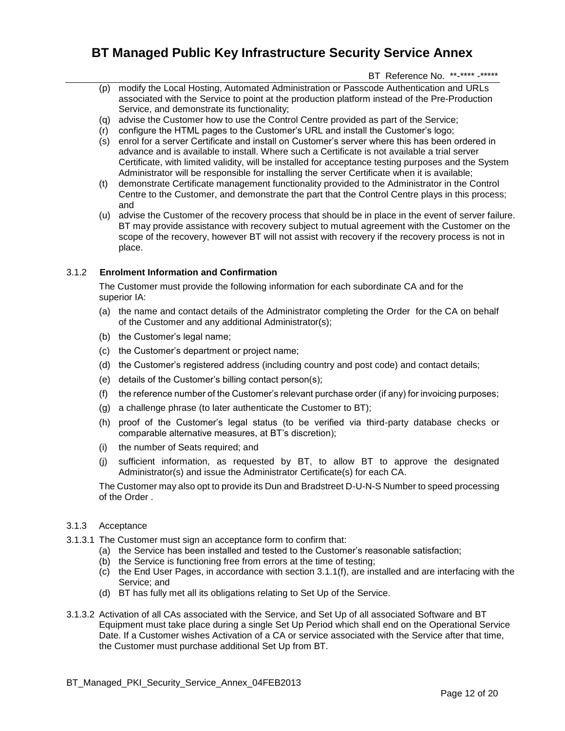(p) modify the Local Hosting, Automated Administration or Passcode Authentication and URLs associated with the Service to point at the production platform instead of the Pre-Production Service, and demonstrate its functionality;

(q) advise the Customer how to use the Control Centre provided as part of the Service;

(r) configure the HTML pages to the Customer's URL and install the Customer's logo;

(s) enrol for a server Certificate and install on Customer's server where this has been ordered in advance and is available to install. Where such a Certificate is not available a trial server Certificate, with limited validity, will be installed for acceptance testing purposes and the System Administrator will be responsible for installing the server Certificate when it is available;

(t) demonstrate Certificate management functionality provided to the Administrator in the Control Centre to the Customer, and demonstrate the part that the Control Centre plays in this process; and

(u) advise the Customer of the recovery process that should be in place in the event of server failure. BT may provide assistance with recovery subject to mutual agreement with the Customer on the scope of the recovery, however BT will not assist with recovery if the recovery process is not in place.

### 3.1.2 Enrolment Information and Confirmation

The Customer must provide the following information for each subordinate CA and for the superior IA:

(a) the name and contact details of the Administrator completing the Order for the CA on behalf of the Customer and any additional Administrator(s);

(b) the Customer's legal name;

(c) the Customer's department or project name;

(d) the Customer's registered address (including country and post code) and contact details;

(e) details of the Customer's billing contact person(s);

(f) the reference number of the Customer's relevant purchase order (if any) for invoicing purposes;

(g) a challenge phrase (to later authenticate the Customer to BT);

(h) proof of the Customer's legal status (to be verified via third-party database checks or comparable alternative measures, at BT's discretion);

(i) the number of Seats required; and

(j) sufficient information, as requested by BT, to allow BT to approve the designated Administrator(s) and issue the Administrator Certificate(s) for each CA.

The Customer may also opt to provide its Dun and Bradstreet D-U-N-S Number to speed processing of the Order .

### 3.1.3 Acceptance

3.1.3.1 The Customer must sign an acceptance form to confirm that:

(a) the Service has been installed and tested to the Customer's reasonable satisfaction;

(b) the Service is functioning free from errors at the time of testing;

(c) the End User Pages, in accordance with section 3.1.1(f), are installed and are interfacing with the Service; and

(d) BT has fully met all its obligations relating to Set Up of the Service.

3.1.3.2 Activation of all CAs associated with the Service, and Set Up of all associated Software and BT Equipment must take place during a single Set Up Period which shall end on the Operational Service Date. If a Customer wishes Activation of a CA or service associated with the Service after that time, the Customer must purchase additional Set Up from BT.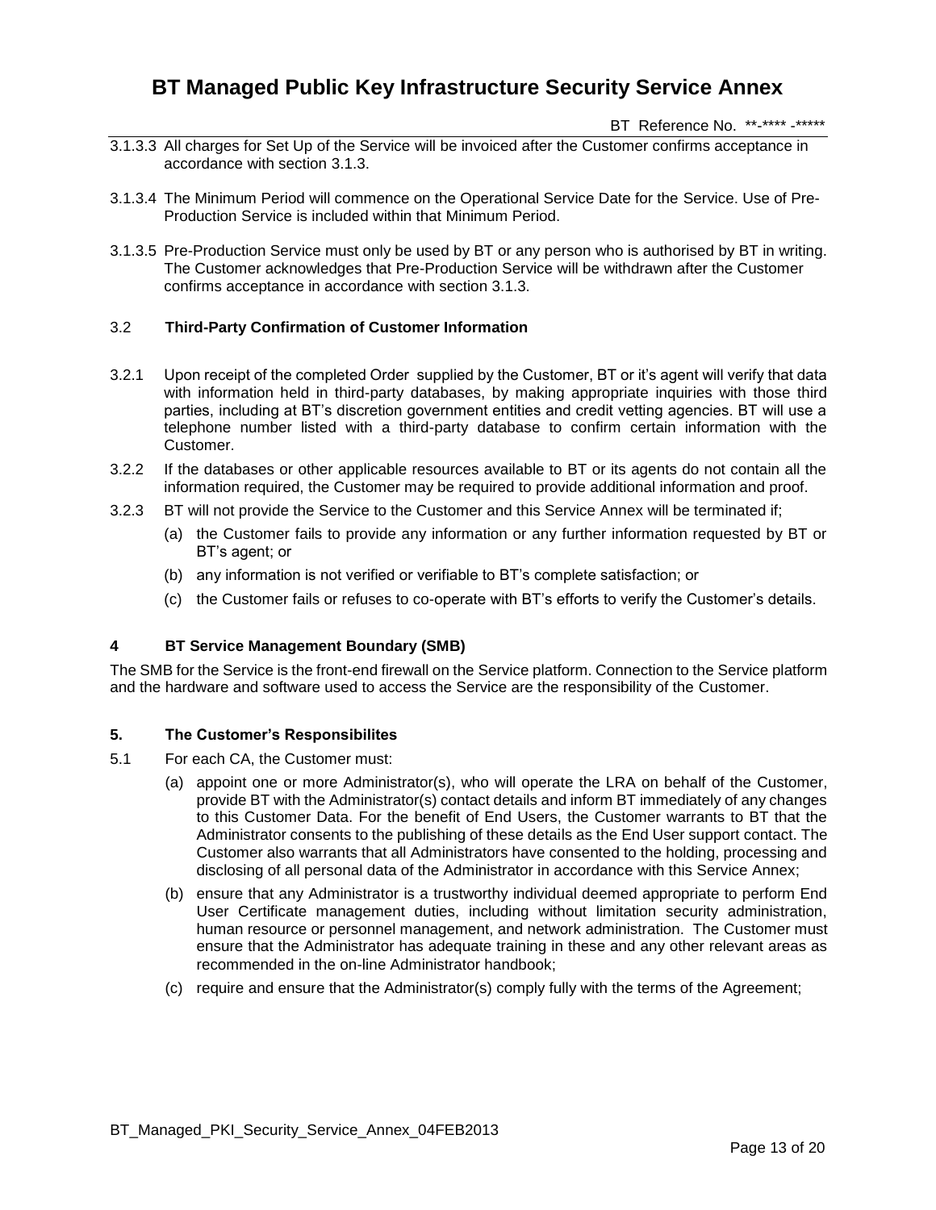3.1.3.3 All charges for Set Up of the Service will be invoiced after the Customer confirms acceptance in accordance with section 3.1.3.

3.1.3.4 The Minimum Period will commence on the Operational Service Date for the Service. Use of Pre-Production Service is included within that Minimum Period.

3.1.3.5 Pre-Production Service must only be used by BT or any person who is authorised by BT in writing. The Customer acknowledges that Pre-Production Service will be withdrawn after the Customer confirms acceptance in accordance with section 3.1.3.

### 3.2 Third-Party Confirmation of Customer Information

3.2.1 Upon receipt of the completed Order supplied by the Customer, BT or it's agent will verify that data with information held in third-party databases, by making appropriate inquiries with those third parties, including at BT's discretion government entities and credit vetting agencies. BT will use a telephone number listed with a third-party database to confirm certain information with the Customer.

3.2.2 If the databases or other applicable resources available to BT or its agents do not contain all the information required, the Customer may be required to provide additional information and proof.

3.2.3 BT will not provide the Service to the Customer and this Service Annex will be terminated if;

(a) the Customer fails to provide any information or any further information requested by BT or BT's agent; or

(b) any information is not verified or verifiable to BT's complete satisfaction; or

(c) the Customer fails or refuses to co-operate with BT's efforts to verify the Customer's details.

## 4 BT Service Management Boundary (SMB)

The SMB for the Service is the front-end firewall on the Service platform. Connection to the Service platform and the hardware and software used to access the Service are the responsibility of the Customer.

## 5. The Customer's Responsibilites

5.1 For each CA, the Customer must:

(a) appoint one or more Administrator(s), who will operate the LRA on behalf of the Customer, provide BT with the Administrator(s) contact details and inform BT immediately of any changes to this Customer Data. For the benefit of End Users, the Customer warrants to BT that the Administrator consents to the publishing of these details as the End User support contact. The Customer also warrants that all Administrators have consented to the holding, processing and disclosing of all personal data of the Administrator in accordance with this Service Annex;

(b) ensure that any Administrator is a trustworthy individual deemed appropriate to perform End User Certificate management duties, including without limitation security administration, human resource or personnel management, and network administration. The Customer must ensure that the Administrator has adequate training in these and any other relevant areas as recommended in the on-line Administrator handbook;

(c) require and ensure that the Administrator(s) comply fully with the terms of the Agreement;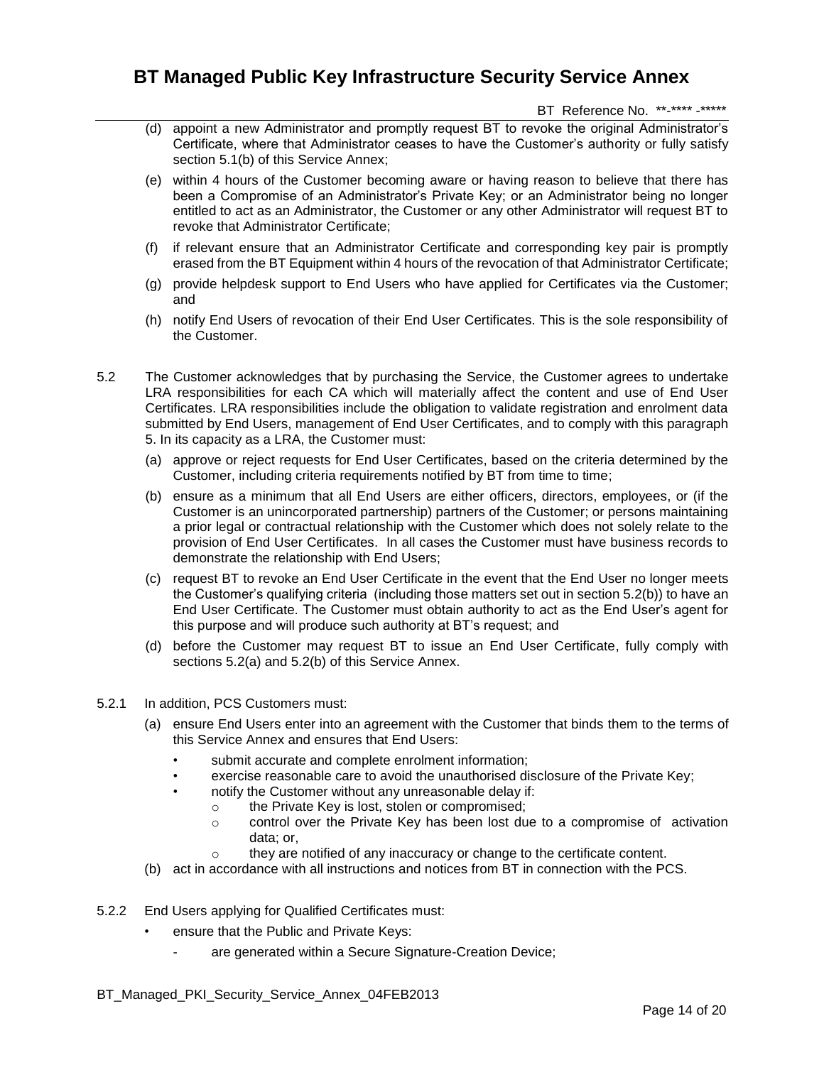(d) appoint a new Administrator and promptly request BT to revoke the original Administrator's Certificate, where that Administrator ceases to have the Customer's authority or fully satisfy section 5.1(b) of this Service Annex;

(e) within 4 hours of the Customer becoming aware or having reason to believe that there has been a Compromise of an Administrator's Private Key; or an Administrator being no longer entitled to act as an Administrator, the Customer or any other Administrator will request BT to revoke that Administrator Certificate;

(f) if relevant ensure that an Administrator Certificate and corresponding key pair is promptly erased from the BT Equipment within 4 hours of the revocation of that Administrator Certificate;

(g) provide helpdesk support to End Users who have applied for Certificates via the Customer; and

(h) notify End Users of revocation of their End User Certificates. This is the sole responsibility of the Customer.

5.2 The Customer acknowledges that by purchasing the Service, the Customer agrees to undertake LRA responsibilities for each CA which will materially affect the content and use of End User Certificates. LRA responsibilities include the obligation to validate registration and enrolment data submitted by End Users, management of End User Certificates, and to comply with this paragraph 5. In its capacity as a LRA, the Customer must:

(a) approve or reject requests for End User Certificates, based on the criteria determined by the Customer, including criteria requirements notified by BT from time to time;

(b) ensure as a minimum that all End Users are either officers, directors, employees, or (if the Customer is an unincorporated partnership) partners of the Customer; or persons maintaining a prior legal or contractual relationship with the Customer which does not solely relate to the provision of End User Certificates. In all cases the Customer must have business records to demonstrate the relationship with End Users;

(c) request BT to revoke an End User Certificate in the event that the End User no longer meets the Customer's qualifying criteria (including those matters set out in section 5.2(b)) to have an End User Certificate. The Customer must obtain authority to act as the End User's agent for this purpose and will produce such authority at BT's request; and

(d) before the Customer may request BT to issue an End User Certificate, fully comply with sections 5.2(a) and 5.2(b) of this Service Annex.

5.2.1 In addition, PCS Customers must:

(a) ensure End Users enter into an agreement with the Customer that binds them to the terms of this Service Annex and ensures that End Users:

- submit accurate and complete enrolment information;
- exercise reasonable care to avoid the unauthorised disclosure of the Private Key;
- notify the Customer without any unreasonable delay if:
  - the Private Key is lost, stolen or compromised;
  - control over the Private Key has been lost due to a compromise of activation data; or,
  - they are notified of any inaccuracy or change to the certificate content.

(b) act in accordance with all instructions and notices from BT in connection with the PCS.

5.2.2 End Users applying for Qualified Certificates must:

- ensure that the Public and Private Keys:
  - are generated within a Secure Signature-Creation Device;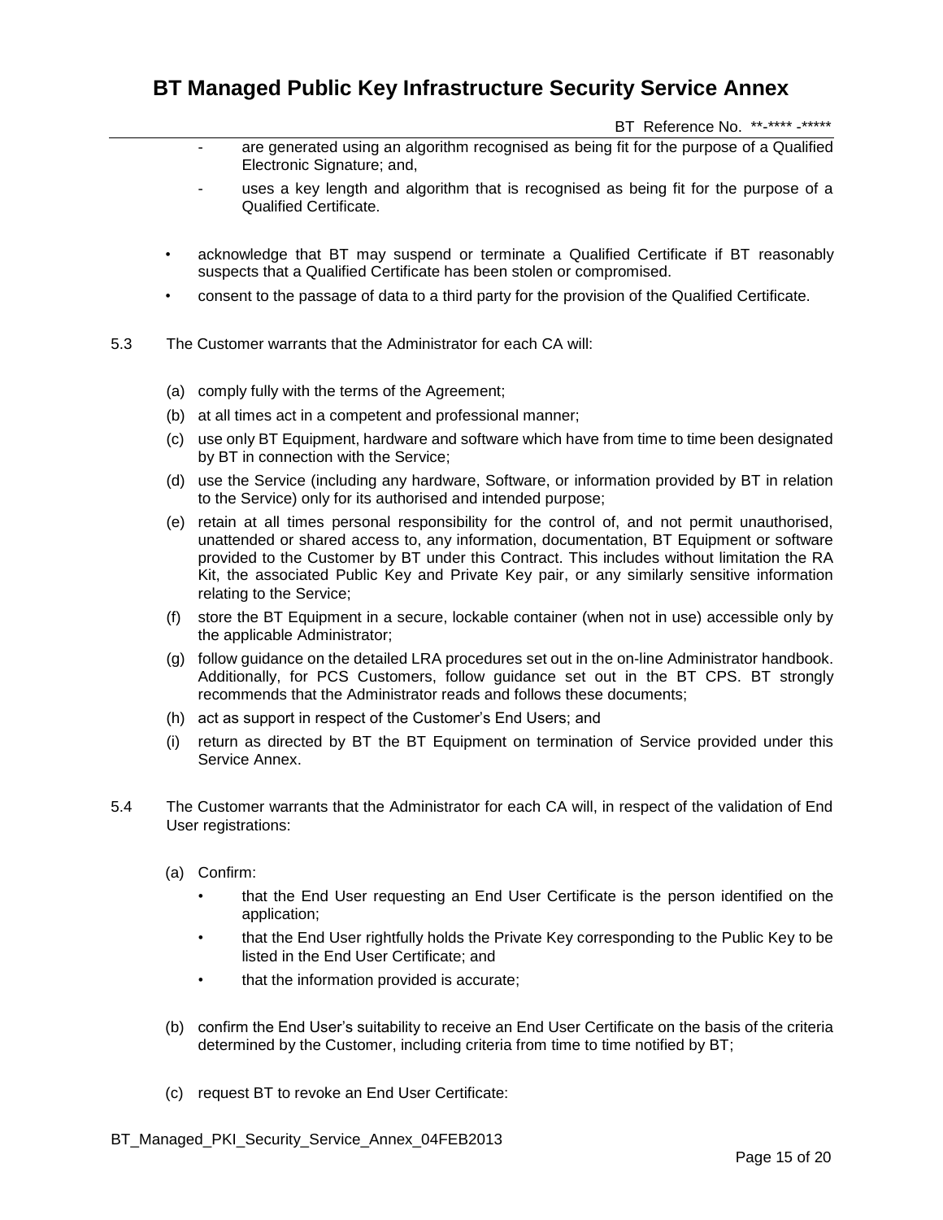- are generated using an algorithm recognised as being fit for the purpose of a Qualified Electronic Signature; and,
- uses a key length and algorithm that is recognised as being fit for the purpose of a Qualified Certificate.

- acknowledge that BT may suspend or terminate a Qualified Certificate if BT reasonably suspects that a Qualified Certificate has been stolen or compromised.
- consent to the passage of data to a third party for the provision of the Qualified Certificate.

5.3 The Customer warrants that the Administrator for each CA will:

(a) comply fully with the terms of the Agreement;

(b) at all times act in a competent and professional manner;

(c) use only BT Equipment, hardware and software which have from time to time been designated by BT in connection with the Service;

(d) use the Service (including any hardware, Software, or information provided by BT in relation to the Service) only for its authorised and intended purpose;

(e) retain at all times personal responsibility for the control of, and not permit unauthorised, unattended or shared access to, any information, documentation, BT Equipment or software provided to the Customer by BT under this Contract. This includes without limitation the RA Kit, the associated Public Key and Private Key pair, or any similarly sensitive information relating to the Service;

(f) store the BT Equipment in a secure, lockable container (when not in use) accessible only by the applicable Administrator;

(g) follow guidance on the detailed LRA procedures set out in the on-line Administrator handbook. Additionally, for PCS Customers, follow guidance set out in the BT CPS. BT strongly recommends that the Administrator reads and follows these documents;

(h) act as support in respect of the Customer's End Users; and

(i) return as directed by BT the BT Equipment on termination of Service provided under this Service Annex.

5.4 The Customer warrants that the Administrator for each CA will, in respect of the validation of End User registrations:

(a) Confirm:

- that the End User requesting an End User Certificate is the person identified on the application;
- that the End User rightfully holds the Private Key corresponding to the Public Key to be listed in the End User Certificate; and
- that the information provided is accurate;

(b) confirm the End User's suitability to receive an End User Certificate on the basis of the criteria determined by the Customer, including criteria from time to time notified by BT;

(c) request BT to revoke an End User Certificate: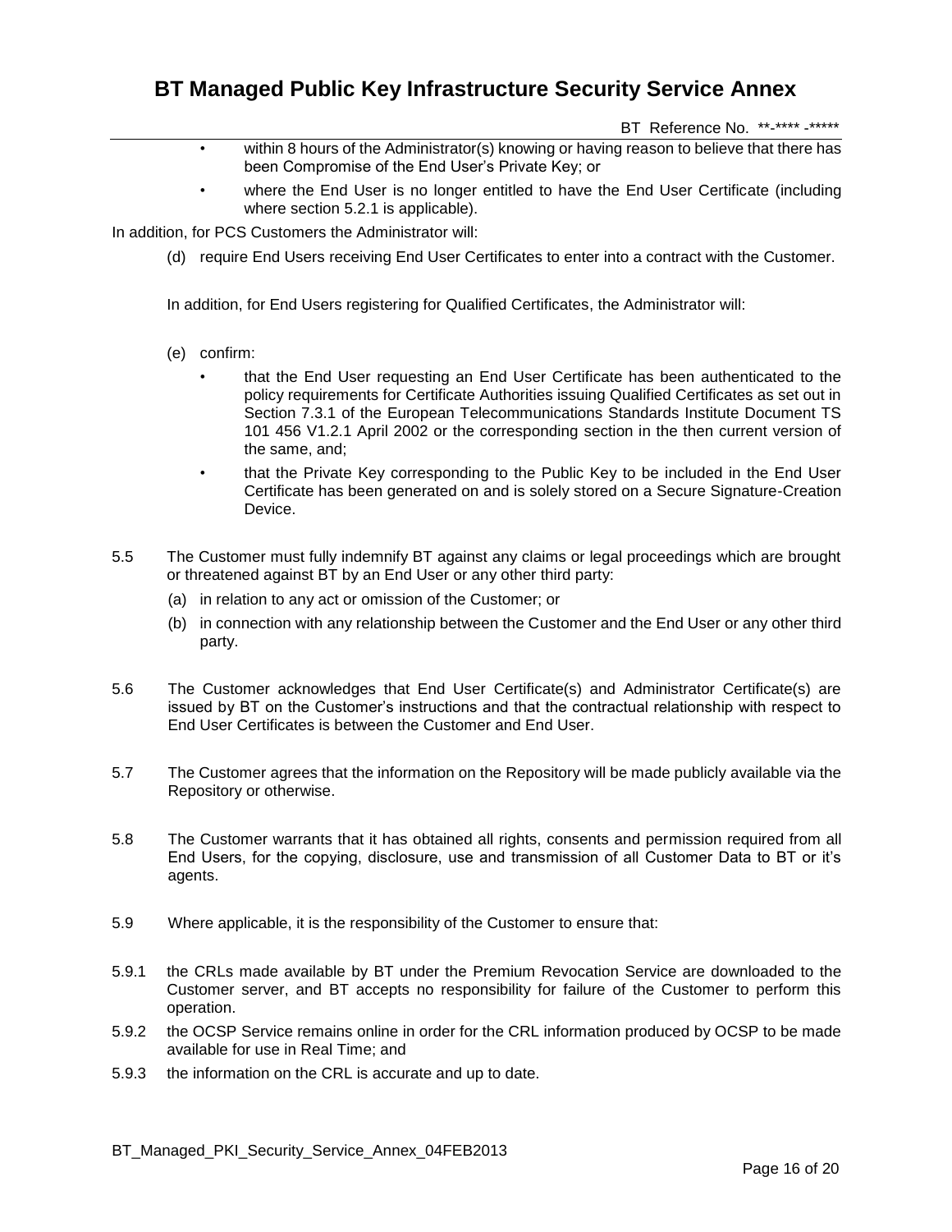- within 8 hours of the Administrator(s) knowing or having reason to believe that there has been Compromise of the End User's Private Key; or
- where the End User is no longer entitled to have the End User Certificate (including where section 5.2.1 is applicable).

In addition, for PCS Customers the Administrator will:

(d) require End Users receiving End User Certificates to enter into a contract with the Customer.

In addition, for End Users registering for Qualified Certificates, the Administrator will:

(e) confirm:

- that the End User requesting an End User Certificate has been authenticated to the policy requirements for Certificate Authorities issuing Qualified Certificates as set out in Section 7.3.1 of the European Telecommunications Standards Institute Document TS 101 456 V1.2.1 April 2002 or the corresponding section in the then current version of the same, and;
- that the Private Key corresponding to the Public Key to be included in the End User Certificate has been generated on and is solely stored on a Secure Signature-Creation Device.

5.5 The Customer must fully indemnify BT against any claims or legal proceedings which are brought or threatened against BT by an End User or any other third party:

(a) in relation to any act or omission of the Customer; or

(b) in connection with any relationship between the Customer and the End User or any other third party.

5.6 The Customer acknowledges that End User Certificate(s) and Administrator Certificate(s) are issued by BT on the Customer's instructions and that the contractual relationship with respect to End User Certificates is between the Customer and End User.

5.7 The Customer agrees that the information on the Repository will be made publicly available via the Repository or otherwise.

5.8 The Customer warrants that it has obtained all rights, consents and permission required from all End Users, for the copying, disclosure, use and transmission of all Customer Data to BT or it's agents.

5.9 Where applicable, it is the responsibility of the Customer to ensure that:

5.9.1 the CRLs made available by BT under the Premium Revocation Service are downloaded to the Customer server, and BT accepts no responsibility for failure of the Customer to perform this operation.

5.9.2 the OCSP Service remains online in order for the CRL information produced by OCSP to be made available for use in Real Time; and

5.9.3 the information on the CRL is accurate and up to date.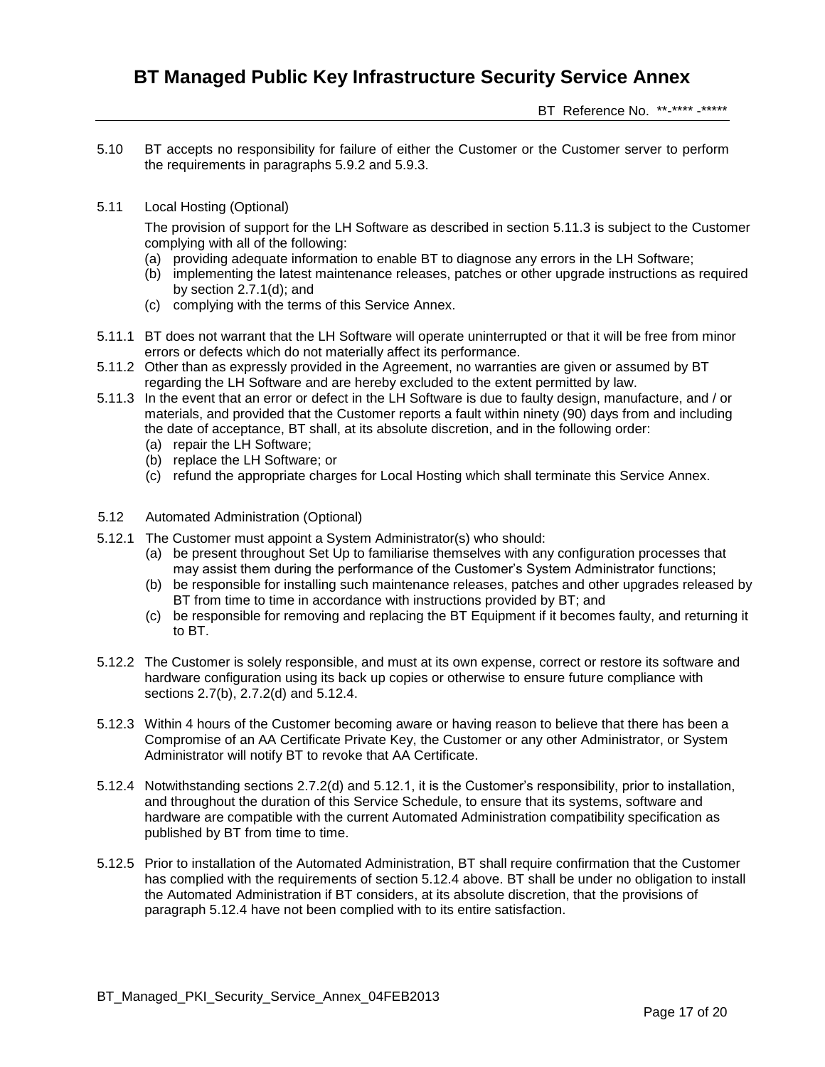5.10 BT accepts no responsibility for failure of either the Customer or the Customer server to perform the requirements in paragraphs 5.9.2 and 5.9.3.

5.11 Local Hosting (Optional)

The provision of support for the LH Software as described in section 5.11.3 is subject to the Customer complying with all of the following:

(a) providing adequate information to enable BT to diagnose any errors in the LH Software;
(b) implementing the latest maintenance releases, patches or other upgrade instructions as required by section 2.7.1(d); and
(c) complying with the terms of this Service Annex.

5.11.1 BT does not warrant that the LH Software will operate uninterrupted or that it will be free from minor errors or defects which do not materially affect its performance.

5.11.2 Other than as expressly provided in the Agreement, no warranties are given or assumed by BT regarding the LH Software and are hereby excluded to the extent permitted by law.

5.11.3 In the event that an error or defect in the LH Software is due to faulty design, manufacture, and / or materials, and provided that the Customer reports a fault within ninety (90) days from and including the date of acceptance, BT shall, at its absolute discretion, and in the following order:

(a) repair the LH Software;
(b) replace the LH Software; or
(c) refund the appropriate charges for Local Hosting which shall terminate this Service Annex.

5.12 Automated Administration (Optional)

5.12.1 The Customer must appoint a System Administrator(s) who should:

(a) be present throughout Set Up to familiarise themselves with any configuration processes that may assist them during the performance of the Customer's System Administrator functions;
(b) be responsible for installing such maintenance releases, patches and other upgrades released by BT from time to time in accordance with instructions provided by BT; and
(c) be responsible for removing and replacing the BT Equipment if it becomes faulty, and returning it to BT.

5.12.2 The Customer is solely responsible, and must at its own expense, correct or restore its software and hardware configuration using its back up copies or otherwise to ensure future compliance with sections 2.7(b), 2.7.2(d) and 5.12.4.

5.12.3 Within 4 hours of the Customer becoming aware or having reason to believe that there has been a Compromise of an AA Certificate Private Key, the Customer or any other Administrator, or System Administrator will notify BT to revoke that AA Certificate.

5.12.4 Notwithstanding sections 2.7.2(d) and 5.12.1, it is the Customer's responsibility, prior to installation, and throughout the duration of this Service Schedule, to ensure that its systems, software and hardware are compatible with the current Automated Administration compatibility specification as published by BT from time to time.

5.12.5 Prior to installation of the Automated Administration, BT shall require confirmation that the Customer has complied with the requirements of section 5.12.4 above. BT shall be under no obligation to install the Automated Administration if BT considers, at its absolute discretion, that the provisions of paragraph 5.12.4 have not been complied with to its entire satisfaction.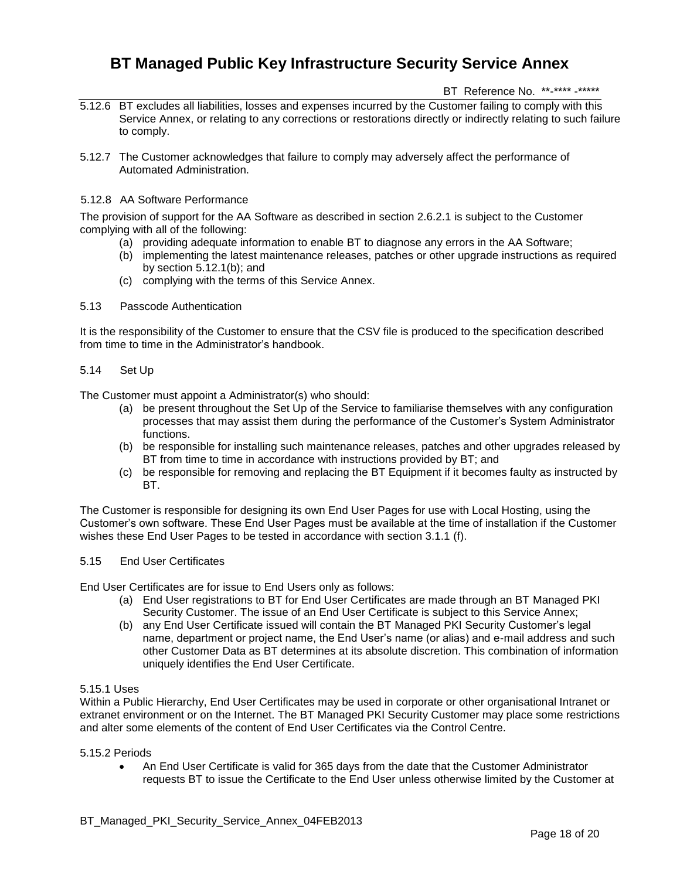5.12.6 BT excludes all liabilities, losses and expenses incurred by the Customer failing to comply with this Service Annex, or relating to any corrections or restorations directly or indirectly relating to such failure to comply.

5.12.7 The Customer acknowledges that failure to comply may adversely affect the performance of Automated Administration.

5.12.8 AA Software Performance

The provision of support for the AA Software as described in section 2.6.2.1 is subject to the Customer complying with all of the following:

(a) providing adequate information to enable BT to diagnose any errors in the AA Software;
(b) implementing the latest maintenance releases, patches or other upgrade instructions as required by section 5.12.1(b); and
(c) complying with the terms of this Service Annex.

5.13 Passcode Authentication

It is the responsibility of the Customer to ensure that the CSV file is produced to the specification described from time to time in the Administrator's handbook.

5.14 Set Up

The Customer must appoint a Administrator(s) who should:

(a) be present throughout the Set Up of the Service to familiarise themselves with any configuration processes that may assist them during the performance of the Customer's System Administrator functions.
(b) be responsible for installing such maintenance releases, patches and other upgrades released by BT from time to time in accordance with instructions provided by BT; and
(c) be responsible for removing and replacing the BT Equipment if it becomes faulty as instructed by BT.

The Customer is responsible for designing its own End User Pages for use with Local Hosting, using the Customer's own software. These End User Pages must be available at the time of installation if the Customer wishes these End User Pages to be tested in accordance with section 3.1.1 (f).

5.15 End User Certificates

End User Certificates are for issue to End Users only as follows:

(a) End User registrations to BT for End User Certificates are made through an BT Managed PKI Security Customer. The issue of an End User Certificate is subject to this Service Annex;
(b) any End User Certificate issued will contain the BT Managed PKI Security Customer's legal name, department or project name, the End User's name (or alias) and e-mail address and such other Customer Data as BT determines at its absolute discretion. This combination of information uniquely identifies the End User Certificate.

5.15.1 Uses

Within a Public Hierarchy, End User Certificates may be used in corporate or other organisational Intranet or extranet environment or on the Internet. The BT Managed PKI Security Customer may place some restrictions and alter some elements of the content of End User Certificates via the Control Centre.

5.15.2 Periods

- An End User Certificate is valid for 365 days from the date that the Customer Administrator requests BT to issue the Certificate to the End User unless otherwise limited by the Customer at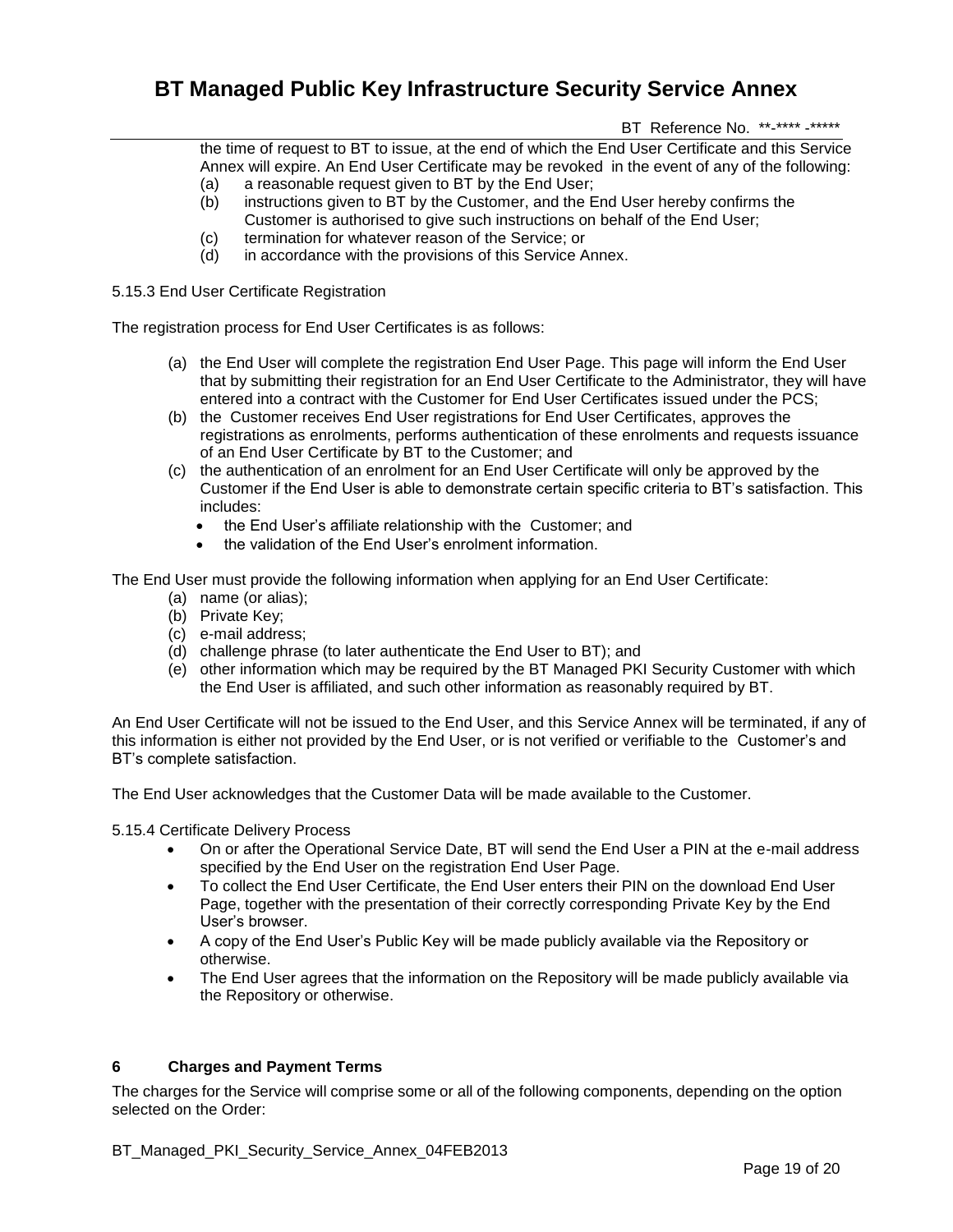the time of request to BT to issue, at the end of which the End User Certificate and this Service Annex will expire. An End User Certificate may be revoked in the event of any of the following:

(a) a reasonable request given to BT by the End User;
(b) instructions given to BT by the Customer, and the End User hereby confirms the Customer is authorised to give such instructions on behalf of the End User;
(c) termination for whatever reason of the Service; or
(d) in accordance with the provisions of this Service Annex.

5.15.3 End User Certificate Registration

The registration process for End User Certificates is as follows:

(a) the End User will complete the registration End User Page. This page will inform the End User that by submitting their registration for an End User Certificate to the Administrator, they will have entered into a contract with the Customer for End User Certificates issued under the PCS;
(b) the Customer receives End User registrations for End User Certificates, approves the registrations as enrolments, performs authentication of these enrolments and requests issuance of an End User Certificate by BT to the Customer; and
(c) the authentication of an enrolment for an End User Certificate will only be approved by the Customer if the End User is able to demonstrate certain specific criteria to BT's satisfaction. This includes:
    - the End User's affiliate relationship with the Customer; and
    - the validation of the End User's enrolment information.

The End User must provide the following information when applying for an End User Certificate:

(a) name (or alias);
(b) Private Key;
(c) e-mail address;
(d) challenge phrase (to later authenticate the End User to BT); and
(e) other information which may be required by the BT Managed PKI Security Customer with which the End User is affiliated, and such other information as reasonably required by BT.

An End User Certificate will not be issued to the End User, and this Service Annex will be terminated, if any of this information is either not provided by the End User, or is not verified or verifiable to the Customer's and BT's complete satisfaction.

The End User acknowledges that the Customer Data will be made available to the Customer.

5.15.4 Certificate Delivery Process

- On or after the Operational Service Date, BT will send the End User a PIN at the e-mail address specified by the End User on the registration End User Page.
- To collect the End User Certificate, the End User enters their PIN on the download End User Page, together with the presentation of their correctly corresponding Private Key by the End User's browser.
- A copy of the End User's Public Key will be made publicly available via the Repository or otherwise.
- The End User agrees that the information on the Repository will be made publicly available via the Repository or otherwise.

## 6 Charges and Payment Terms

The charges for the Service will comprise some or all of the following components, depending on the option selected on the Order: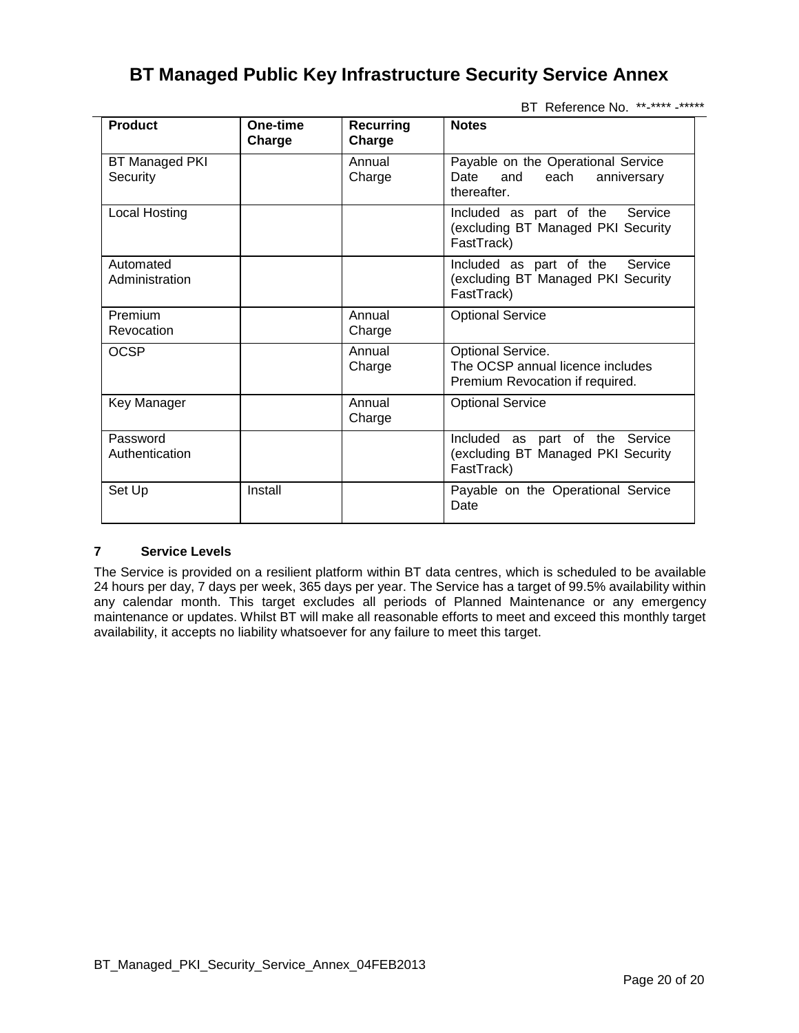BT Reference No. **-**** -*****

| Product | One-time Charge | Recurring Charge | Notes |
|---|---|---|---|
| BT Managed PKI Security | | Annual Charge | Payable on the Operational Service Date and each anniversary thereafter. |
| Local Hosting | | | Included as part of the Service (excluding BT Managed PKI Security FastTrack) |
| Automated Administration | | | Included as part of the Service (excluding BT Managed PKI Security FastTrack) |
| Premium Revocation | | Annual Charge | Optional Service |
| OCSP | | Annual Charge | Optional Service. The OCSP annual licence includes Premium Revocation if required. |
| Key Manager | | Annual Charge | Optional Service |
| Password Authentication | | | Included as part of the Service (excluding BT Managed PKI Security FastTrack) |
| Set Up | Install | | Payable on the Operational Service Date |

## 7 Service Levels

The Service is provided on a resilient platform within BT data centres, which is scheduled to be available 24 hours per day, 7 days per week, 365 days per year. The Service has a target of 99.5% availability within any calendar month. This target excludes all periods of Planned Maintenance or any emergency maintenance or updates. Whilst BT will make all reasonable efforts to meet and exceed this monthly target availability, it accepts no liability whatsoever for any failure to meet this target.